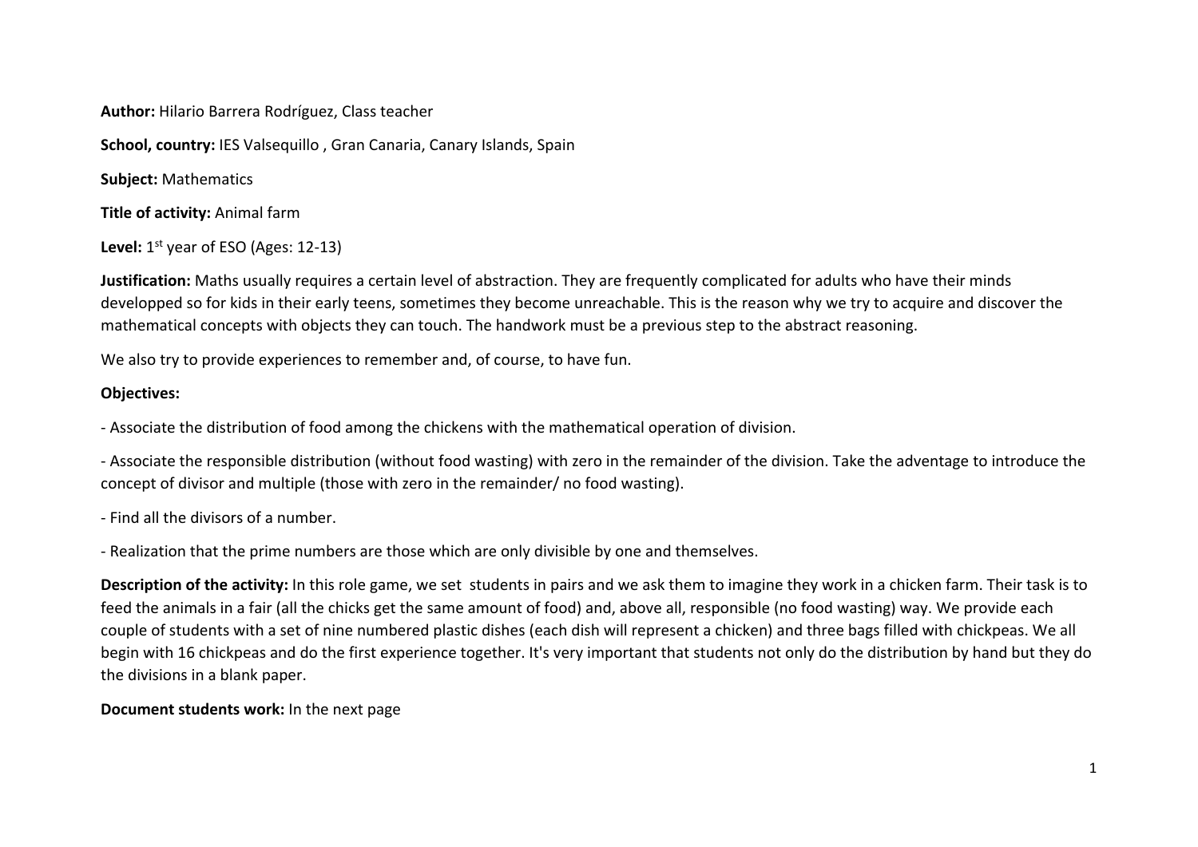**Author:** Hilario Barrera Rodríguez, Class teacher

**School, country:** IES Valsequillo , Gran Canaria, Canary Islands, Spain

**Subject:** Mathematics

**Title of activity:** Animal farm

**Level:** 1st year of ESO (Ages: 12-13)

**Justification:** Maths usually requires a certain level of abstraction. They are frequently complicated for adults who have their minds developped so for kids in their early teens, sometimes they become unreachable. This is the reason why we try to acquire and discover the mathematical concepts with objects they can touch. The handwork must be a previous step to the abstract reasoning.

We also try to provide experiences to remember and, of course, to have fun.

**Objectives:**

- Associate the distribution of food among the chickens with the mathematical operation of division.

- Associate the responsible distribution (without food wasting) with zero in the remainder of the division. Take the adventage to introduce the concept of divisor and multiple (those with zero in the remainder/ no food wasting).

- Find all the divisors of a number.

- Realization that the prime numbers are those which are only divisible by one and themselves.

**Description of the activity:** In this role game, we set students in pairs and we ask them to imagine they work in a chicken farm. Their task is to feed the animals in a fair (all the chicks get the same amount of food) and, above all, responsible (no food wasting) way. We provide each couple of students with a set of nine numbered plastic dishes (each dish will represent a chicken) and three bags filled with chickpeas. We all begin with 16 chickpeas and do the first experience together. It's very important that students not only do the distribution by hand but they do the divisions in a blank paper.

**Document students work:** In the next page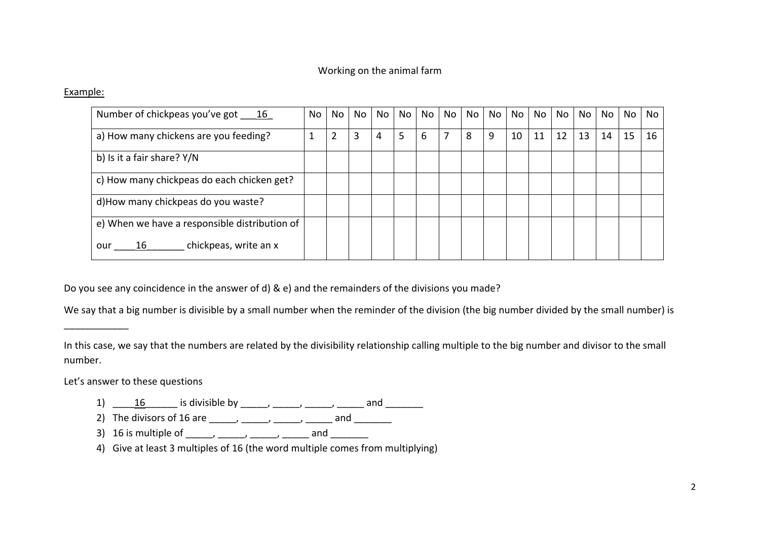Working on the animal farm

Example:

| Number of chickpeas you've got ___16_ | No | No | No | No | No | No | No | No | No | No | No | No | No | No | No | No |
|---|---|---|---|---|---|---|---|---|---|---|---|---|---|---|---|---|
| a) How many chickens are you feeding? | 1 | 2 | 3 | 4 | 5 | 6 | 7 | 8 | 9 | 10 | 11 | 12 | 13 | 14 | 15 | 16 |
| b) Is it a fair share? Y/N | | | | | | | | | | | | | | | | |
| c) How many chickpeas do each chicken get? | | | | | | | | | | | | | | | | |
| d)How many chickpeas do you waste? | | | | | | | | | | | | | | | | |
| e) When we have a responsible distribution of our ____16_______ chickpeas, write an x | | | | | | | | | | | | | | | | |

Do you see any coincidence in the answer of d) & e) and the remainders of the divisions you made?

We say that a big number is divisible by a small number when the reminder of the division (the big number divided by the small number) is ____________

In this case, we say that the numbers are related by the divisibility relationship calling multiple to the big number and divisor to the small number.

Let's answer to these questions

1) ____16______ is divisible by _____, _____, _____, _____ and _______
2) The divisors of 16 are _____, _____, _____, _____ and _______
3) 16 is multiple of _____, _____, _____, _____ and _______
4) Give at least 3 multiples of 16 (the word multiple comes from multiplying)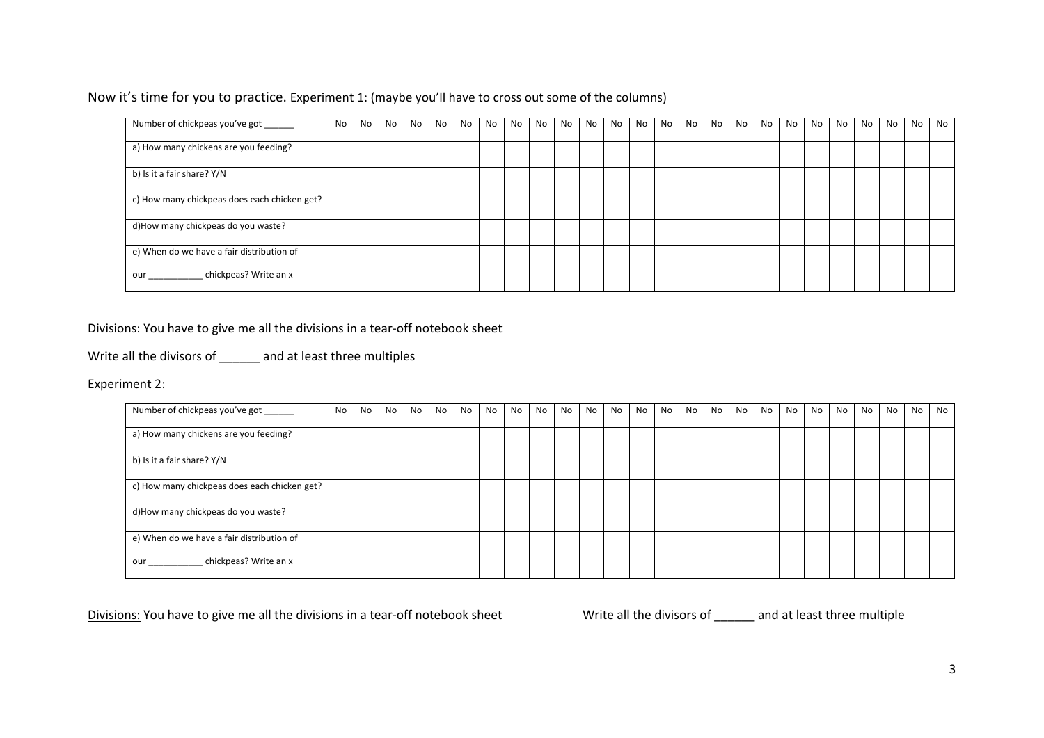Now it's time for you to practice. Experiment 1: (maybe you'll have to cross out some of the columns)

| Number of chickpeas you've got ______ | No | No | No | No | No | No | No | No | No | No | No | No | No | No | No | No | No | No | No | No | No | No | No | No | No |
|---|---|---|---|---|---|---|---|---|---|---|---|---|---|---|---|---|---|---|---|---|---|---|---|---|---|
| a) How many chickens are you feeding? | | | | | | | | | | | | | | | | | | | | | | | | | |
| b) Is it a fair share? Y/N | | | | | | | | | | | | | | | | | | | | | | | | | |
| c) How many chickpeas does each chicken get? | | | | | | | | | | | | | | | | | | | | | | | | | |
| d)How many chickpeas do you waste? | | | | | | | | | | | | | | | | | | | | | | | | | |
| e) When do we have a fair distribution of our ___________ chickpeas? Write an x | | | | | | | | | | | | | | | | | | | | | | | | | |

Divisions: You have to give me all the divisions in a tear-off notebook sheet

Write all the divisors of ______ and at least three multiples

Experiment 2:

| Number of chickpeas you've got ______ | No | No | No | No | No | No | No | No | No | No | No | No | No | No | No | No | No | No | No | No | No | No | No | No | No |
|---|---|---|---|---|---|---|---|---|---|---|---|---|---|---|---|---|---|---|---|---|---|---|---|---|---|
| a) How many chickens are you feeding? | | | | | | | | | | | | | | | | | | | | | | | | | |
| b) Is it a fair share? Y/N | | | | | | | | | | | | | | | | | | | | | | | | | |
| c) How many chickpeas does each chicken get? | | | | | | | | | | | | | | | | | | | | | | | | | |
| d)How many chickpeas do you waste? | | | | | | | | | | | | | | | | | | | | | | | | | |
| e) When do we have a fair distribution of our ___________ chickpeas? Write an x | | | | | | | | | | | | | | | | | | | | | | | | | |

Divisions: You have to give me all the divisions in a tear-off notebook sheet

Write all the divisors of ______ and at least three multiple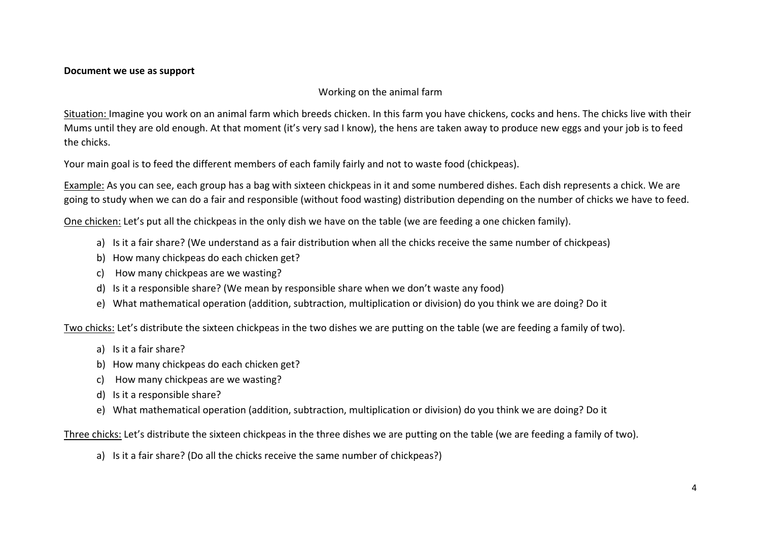**Document we use as support**

Working on the animal farm

<u>Situation:</u> Imagine you work on an animal farm which breeds chicken. In this farm you have chickens, cocks and hens. The chicks live with their Mums until they are old enough. At that moment (it's very sad I know), the hens are taken away to produce new eggs and your job is to feed the chicks.

Your main goal is to feed the different members of each family fairly and not to waste food (chickpeas).

<u>Example:</u> As you can see, each group has a bag with sixteen chickpeas in it and some numbered dishes. Each dish represents a chick. We are going to study when we can do a fair and responsible (without food wasting) distribution depending on the number of chicks we have to feed.

<u>One chicken:</u> Let's put all the chickpeas in the only dish we have on the table (we are feeding a one chicken family).

a) Is it a fair share? (We understand as a fair distribution when all the chicks receive the same number of chickpeas)
b) How many chickpeas do each chicken get?
c) How many chickpeas are we wasting?
d) Is it a responsible share? (We mean by responsible share when we don't waste any food)
e) What mathematical operation (addition, subtraction, multiplication or division) do you think we are doing? Do it

<u>Two chicks:</u> Let's distribute the sixteen chickpeas in the two dishes we are putting on the table (we are feeding a family of two).

a) Is it a fair share?
b) How many chickpeas do each chicken get?
c) How many chickpeas are we wasting?
d) Is it a responsible share?
e) What mathematical operation (addition, subtraction, multiplication or division) do you think we are doing? Do it

<u>Three chicks:</u> Let's distribute the sixteen chickpeas in the three dishes we are putting on the table (we are feeding a family of two).

a) Is it a fair share? (Do all the chicks receive the same number of chickpeas?)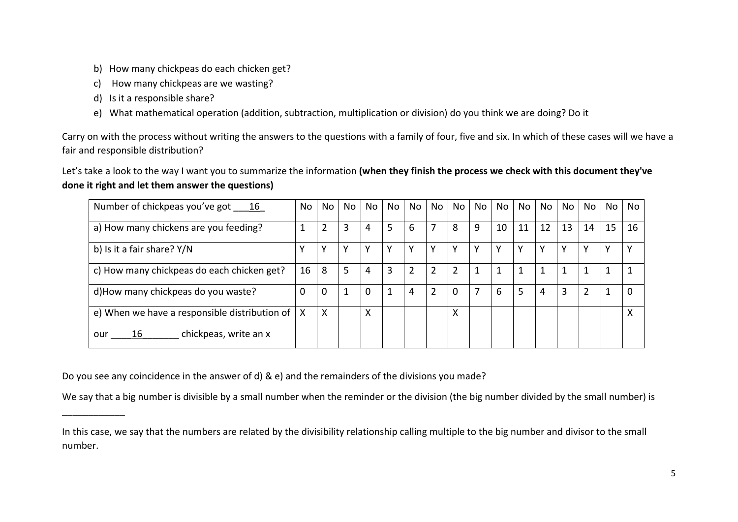b) How many chickpeas do each chicken get?
c) How many chickpeas are we wasting?
d) Is it a responsible share?
e) What mathematical operation (addition, subtraction, multiplication or division) do you think we are doing? Do it

Carry on with the process without writing the answers to the questions with a family of four, five and six. In which of these cases will we have a fair and responsible distribution?

Let's take a look to the way I want you to summarize the information **(when they finish the process we check with this document they've done it right and let them answer the questions)**

| Number of chickpeas you've got ___16_ | No | No | No | No | No | No | No | No | No | No | No | No | No | No | No | No |
|---|---|---|---|---|---|---|---|---|---|---|---|---|---|---|---|---|
| a) How many chickens are you feeding? | 1 | 2 | 3 | 4 | 5 | 6 | 7 | 8 | 9 | 10 | 11 | 12 | 13 | 14 | 15 | 16 |
| b) Is it a fair share? Y/N | Y | Y | Y | Y | Y | Y | Y | Y | Y | Y | Y | Y | Y | Y | Y | Y |
| c) How many chickpeas do each chicken get? | 16 | 8 | 5 | 4 | 3 | 2 | 2 | 2 | 1 | 1 | 1 | 1 | 1 | 1 | 1 | 1 |
| d)How many chickpeas do you waste? | 0 | 0 | 1 | 0 | 1 | 4 | 2 | 0 | 7 | 6 | 5 | 4 | 3 | 2 | 1 | 0 |
| e) When we have a responsible distribution of our ____16_______ chickpeas, write an x | X | X | | X | | | | X | | | | | | | | X |

Do you see any coincidence in the answer of d) & e) and the remainders of the divisions you made?

We say that a big number is divisible by a small number when the reminder or the division (the big number divided by the small number) is ____________

In this case, we say that the numbers are related by the divisibility relationship calling multiple to the big number and divisor to the small number.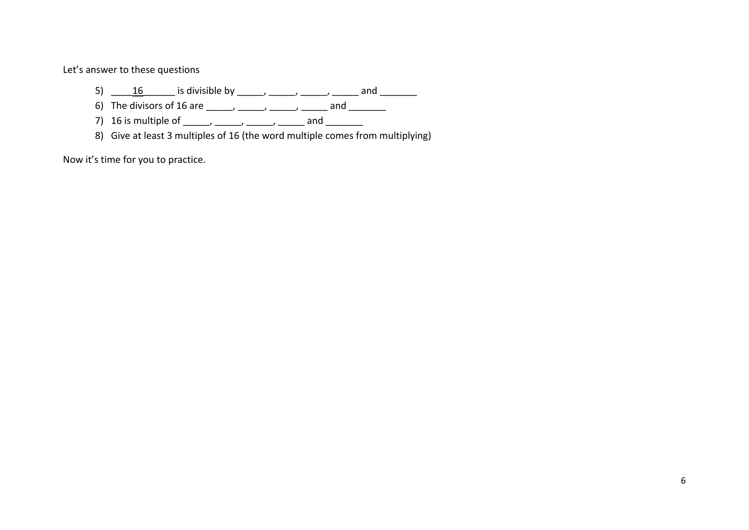Let’s answer to these questions

5) ____16______ is divisible by _____, _____, _____, _____ and _______
6) The divisors of 16 are _____, _____, _____, _____ and _______
7) 16 is multiple of _____, _____, _____, _____ and _______
8) Give at least 3 multiples of 16 (the word multiple comes from multiplying)

Now it’s time for you to practice.